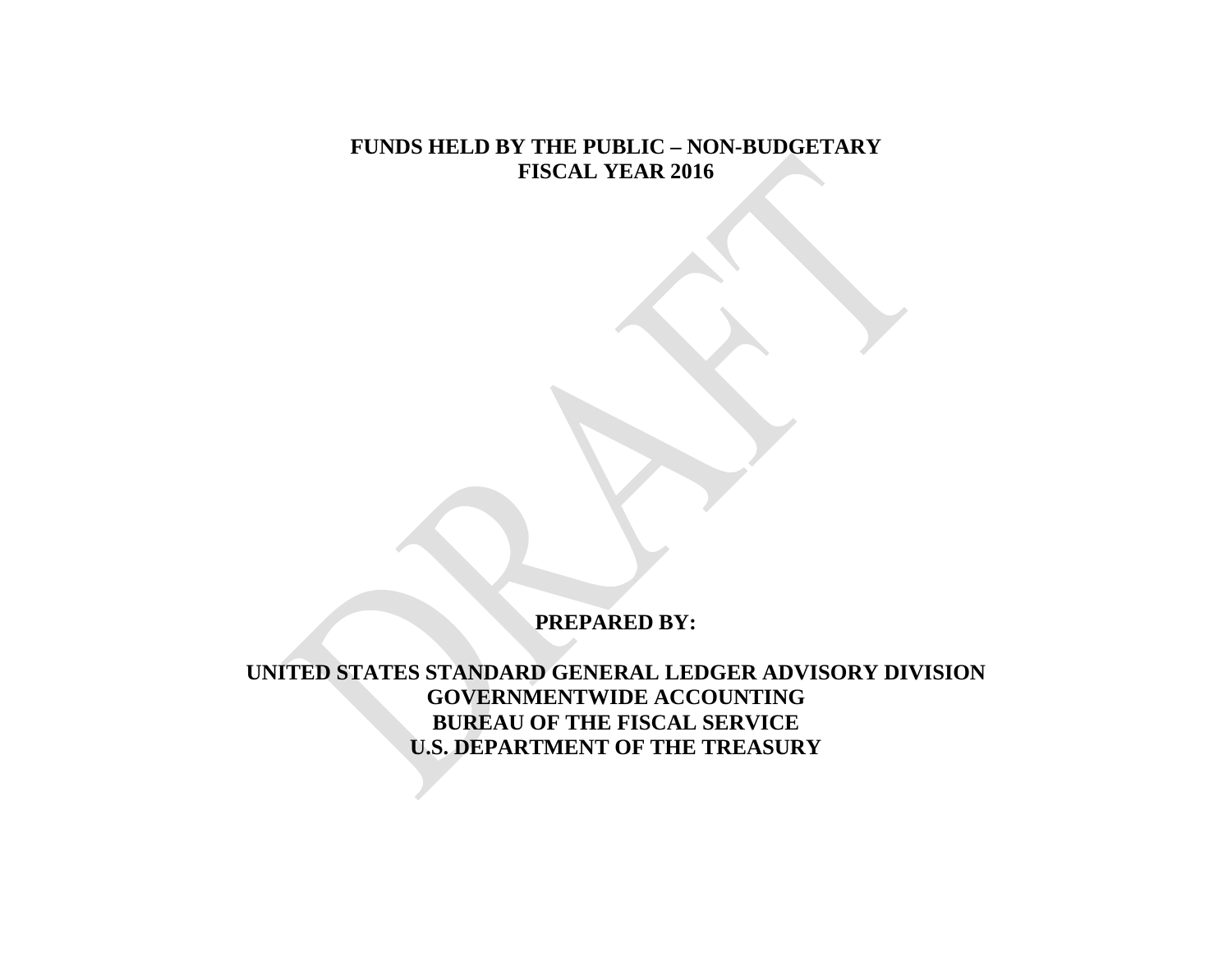# FUNDS HELD BY THE PUBLIC – NON-BUDGETARY
# FISCAL YEAR 2016

**PREPARED BY:**

**UNITED STATES STANDARD GENERAL LEDGER ADVISORY DIVISION**
**GOVERNMENTWIDE ACCOUNTING**
**BUREAU OF THE FISCAL SERVICE**
**U.S. DEPARTMENT OF THE TREASURY**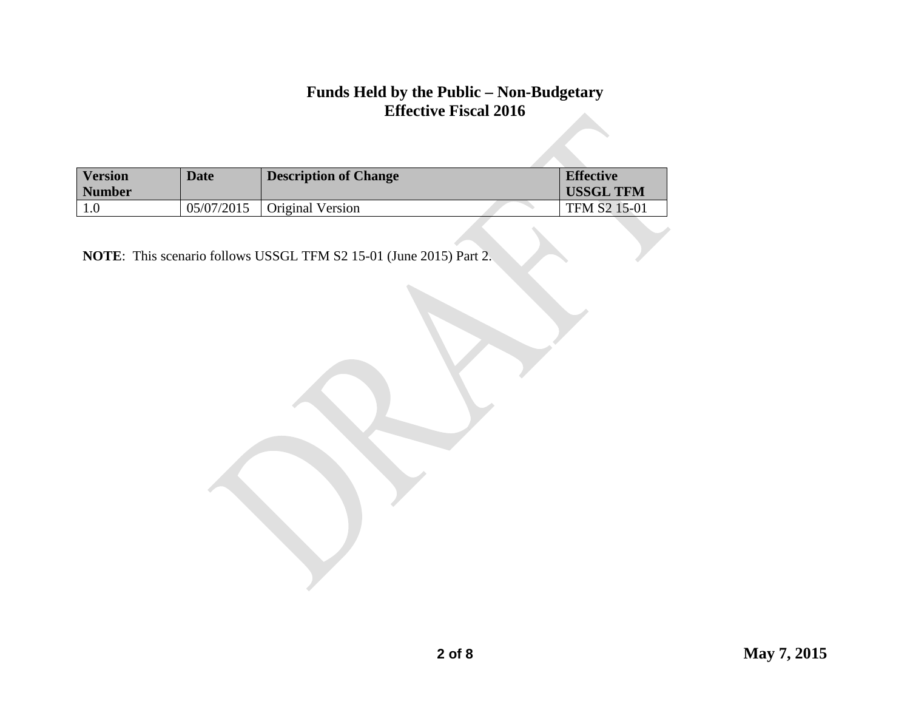# Funds Held by the Public – Non-Budgetary
# Effective Fiscal 2016

| Version Number | Date | Description of Change | Effective USSGL TFM |
|---|---|---|---|
| 1.0 | 05/07/2015 | Original Version | TFM S2 15-01 |

**NOTE**: This scenario follows USSGL TFM S2 15-01 (June 2015) Part 2.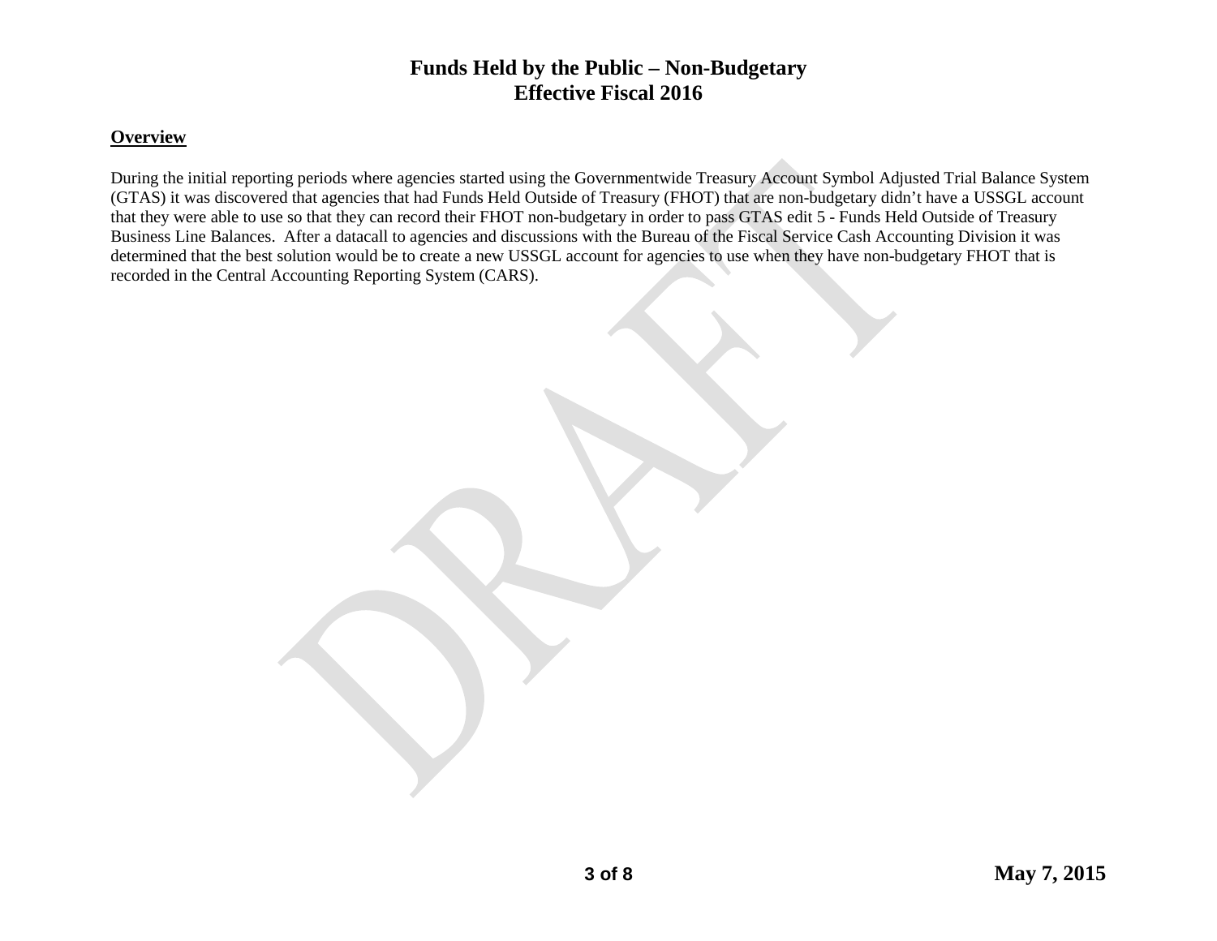# Funds Held by the Public – Non-Budgetary
# Effective Fiscal 2016

**Overview**

During the initial reporting periods where agencies started using the Governmentwide Treasury Account Symbol Adjusted Trial Balance System (GTAS) it was discovered that agencies that had Funds Held Outside of Treasury (FHOT) that are non-budgetary didn't have a USSGL account that they were able to use so that they can record their FHOT non-budgetary in order to pass GTAS edit 5 - Funds Held Outside of Treasury Business Line Balances. After a datacall to agencies and discussions with the Bureau of the Fiscal Service Cash Accounting Division it was determined that the best solution would be to create a new USSGL account for agencies to use when they have non-budgetary FHOT that is recorded in the Central Accounting Reporting System (CARS).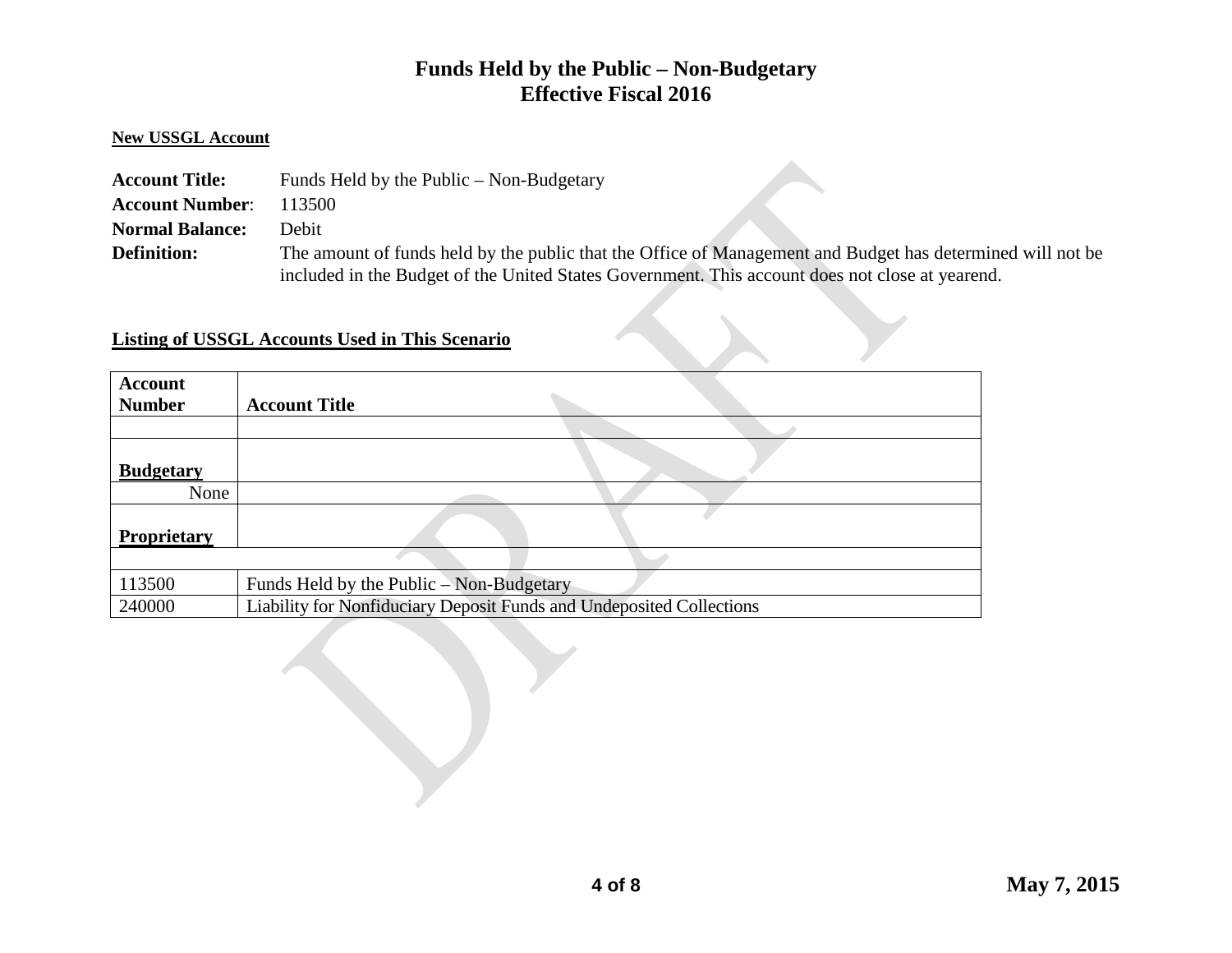# Funds Held by the Public – Non-Budgetary
# Effective Fiscal 2016

**New USSGL Account**

**Account Title:** Funds Held by the Public – Non-Budgetary
**Account Number**: 113500
**Normal Balance:** Debit
**Definition:** The amount of funds held by the public that the Office of Management and Budget has determined will not be included in the Budget of the United States Government. This account does not close at yearend.

**Listing of USSGL Accounts Used in This Scenario**

| Account Number | Account Title |
|---|---|
| | |
| **Budgetary** | |
| None | |
| **Proprietary** | |
| | |
| 113500 | Funds Held by the Public – Non-Budgetary |
| 240000 | Liability for Nonfiduciary Deposit Funds and Undeposited Collections |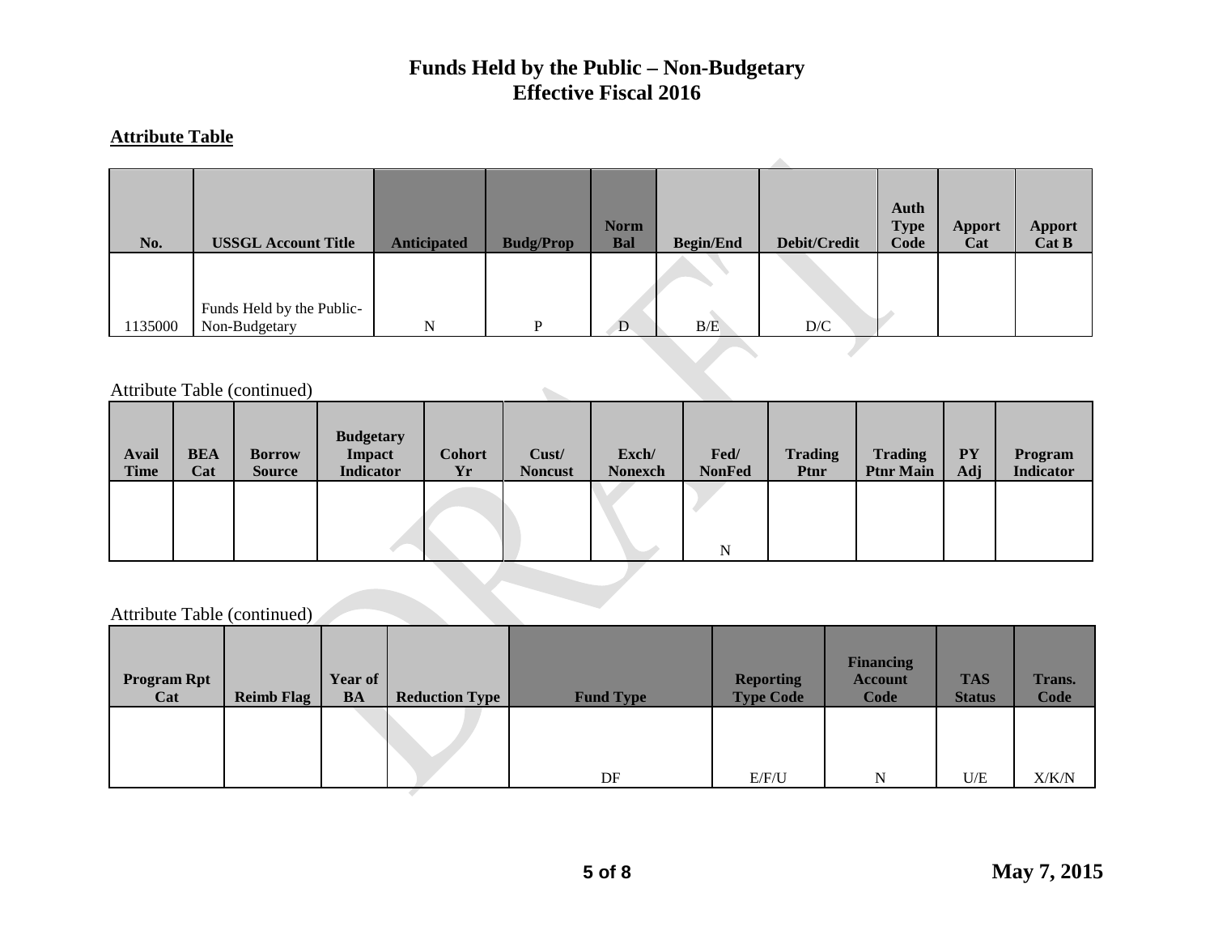# Funds Held by the Public – Non-Budgetary
# Effective Fiscal 2016

**Attribute Table**

| No. | USSGL Account Title | Anticipated | Budg/Prop | Norm Bal | Begin/End | Debit/Credit | Auth Type Code | Apport Cat | Apport Cat B |
|---|---|---|---|---|---|---|---|---|---|
| 1135000 | Funds Held by the Public-Non-Budgetary | N | P | D | B/E | D/C | | | |

Attribute Table (continued)

| Avail Time | BEA Cat | Borrow Source | Budgetary Impact Indicator | Cohort Yr | Cust/ Noncust | Exch/ Nonexch | Fed/ NonFed | Trading Ptnr | Trading Ptnr Main | PY Adj | Program Indicator |
|---|---|---|---|---|---|---|---|---|---|---|---|
| | | | | | | | N | | | | |

Attribute Table (continued)

| Program Rpt Cat | Reimb Flag | Year of BA | Reduction Type | Fund Type | Reporting Type Code | Financing Account Code | TAS Status | Trans. Code |
|---|---|---|---|---|---|---|---|---|
| | | | | DF | E/F/U | N | U/E | X/K/N |

May 7, 2015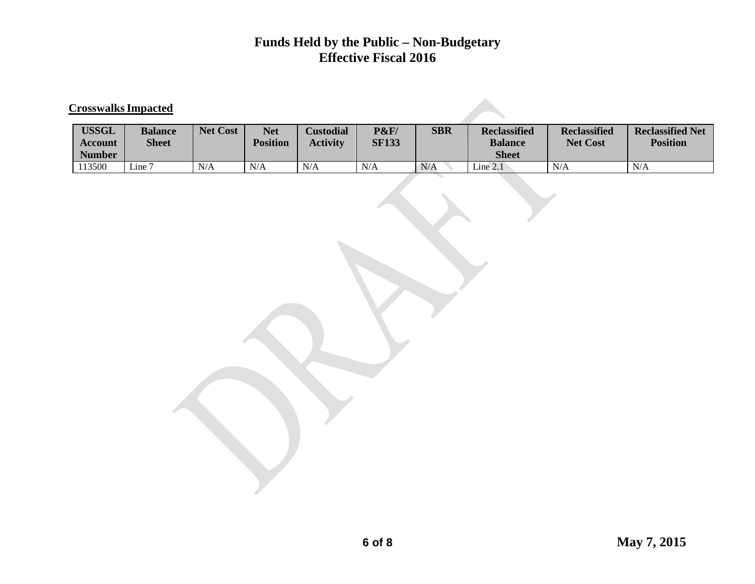# Funds Held by the Public – Non-Budgetary
# Effective Fiscal 2016

**Crosswalks Impacted**

| USSGL Account Number | Balance Sheet | Net Cost | Net Position | Custodial Activity | P&F/ SF133 | SBR | Reclassified Balance Sheet | Reclassified Net Cost | Reclassified Net Position |
|---|---|---|---|---|---|---|---|---|---|
| 113500 | Line 7 | N/A | N/A | N/A | N/A | N/A | Line 2.1 | N/A | N/A |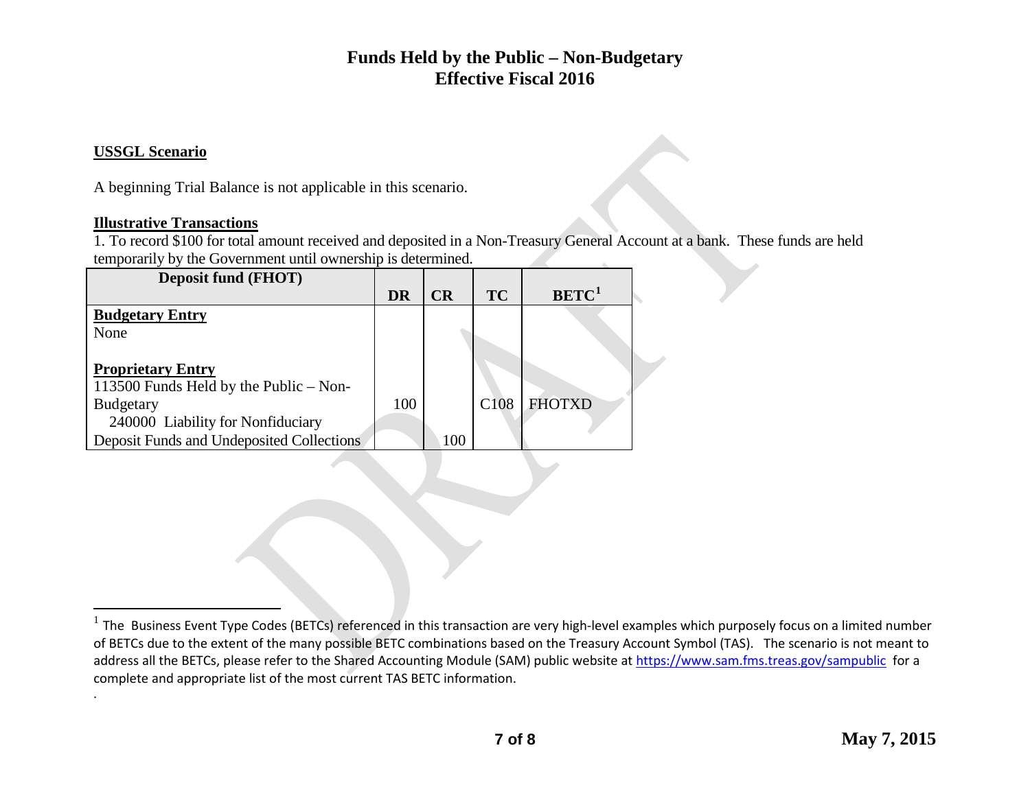# Funds Held by the Public – Non-Budgetary
## Effective Fiscal 2016

**USSGL Scenario**

A beginning Trial Balance is not applicable in this scenario.

**Illustrative Transactions**

1. To record $100 for total amount received and deposited in a Non-Treasury General Account at a bank. These funds are held temporarily by the Government until ownership is determined.

| Deposit fund (FHOT) | DR | CR | TC | BETC[1] |
|---|---|---|---|---|
| **Budgetary Entry** | | | | |
| None | | | | |
| **Proprietary Entry** | | | | |
| 113500 Funds Held by the Public – Non-Budgetary | 100 | | C108 | FHOTXD |
| 240000 Liability for Nonfiduciary Deposit Funds and Undeposited Collections | | 100 | | |

[1] The Business Event Type Codes (BETCs) referenced in this transaction are very high-level examples which purposely focus on a limited number of BETCs due to the extent of the many possible BETC combinations based on the Treasury Account Symbol (TAS). The scenario is not meant to address all the BETCs, please refer to the Shared Accounting Module (SAM) public website at https://www.sam.fms.treas.gov/sampublic for a complete and appropriate list of the most current TAS BETC information.

May 7, 2015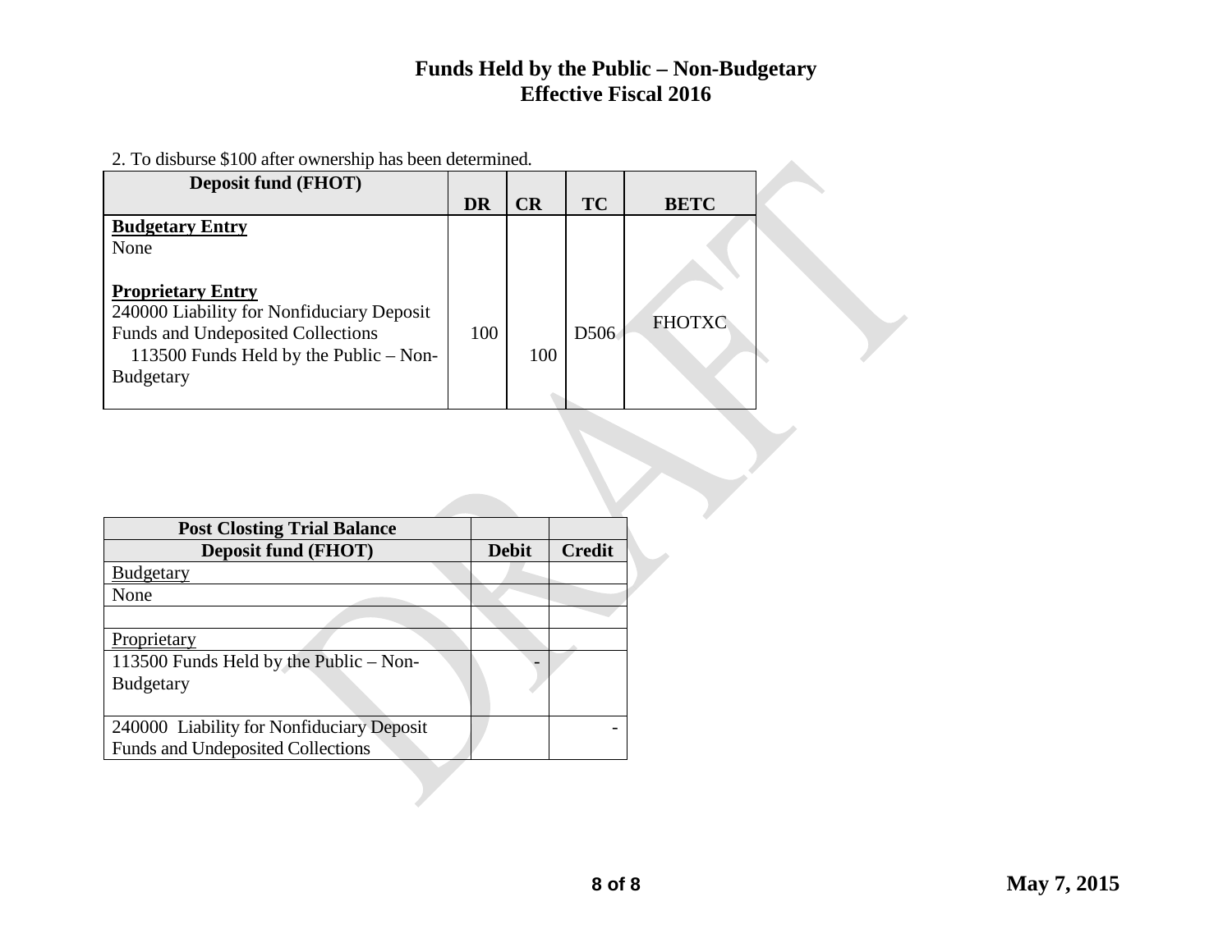# Funds Held by the Public – Non-Budgetary
## Effective Fiscal 2016

2. To disburse $100 after ownership has been determined.

| Deposit fund (FHOT) | DR | CR | TC | BETC |
|---|---|---|---|---|
| **Budgetary Entry** | | | | |
| None | | | | |
| **Proprietary Entry** | | | | |
| 240000 Liability for Nonfiduciary Deposit Funds and Undeposited Collections | 100 | | D506 | FHOTXC |
| 113500 Funds Held by the Public – Non-Budgetary | | 100 | | |

| Post Closting Trial Balance | | |
|---|---|---|
| **Deposit fund (FHOT)** | **Debit** | **Credit** |
| Budgetary | | |
| None | | |
| | | |
| Proprietary | | |
| 113500 Funds Held by the Public – Non-Budgetary | - | |
| 240000 Liability for Nonfiduciary Deposit Funds and Undeposited Collections | | - |

May 7, 2015